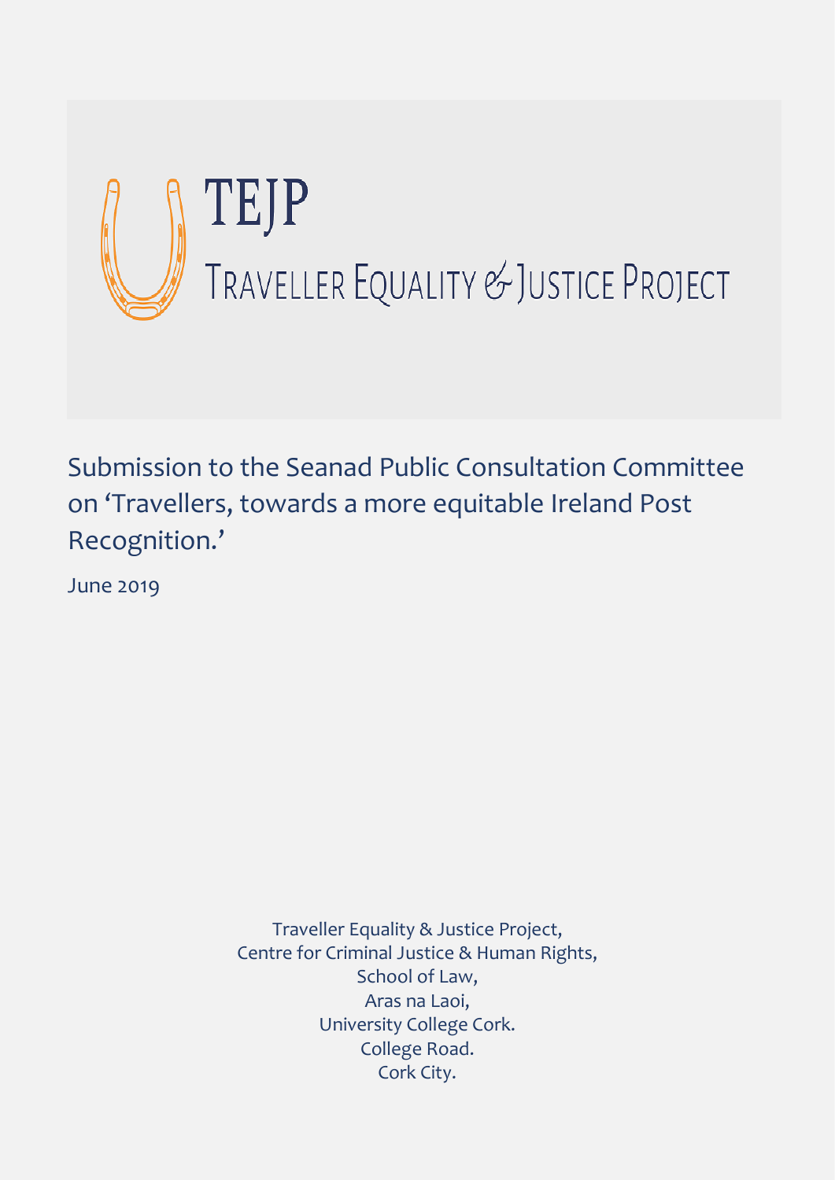# TEJP

## Traveller Equality & Justice Project

Submission to the Seanad Public Consultation Committee on 'Travellers, towards a more equitable Ireland Post Recognition.'

June 2019

Traveller Equality & Justice Project,
Centre for Criminal Justice & Human Rights,
School of Law,
Aras na Laoi,
University College Cork.
College Road.
Cork City.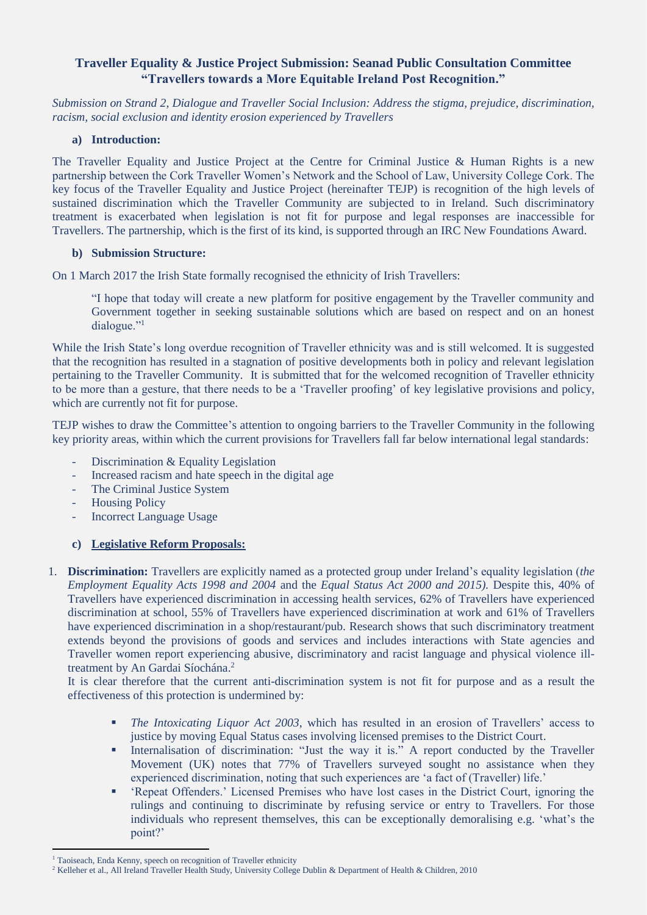**Traveller Equality & Justice Project Submission: Seanad Public Consultation Committee "Travellers towards a More Equitable Ireland Post Recognition."**

*Submission on Strand 2, Dialogue and Traveller Social Inclusion: Address the stigma, prejudice, discrimination, racism, social exclusion and identity erosion experienced by Travellers*

**a) Introduction:**

The Traveller Equality and Justice Project at the Centre for Criminal Justice & Human Rights is a new partnership between the Cork Traveller Women's Network and the School of Law, University College Cork. The key focus of the Traveller Equality and Justice Project (hereinafter TEJP) is recognition of the high levels of sustained discrimination which the Traveller Community are subjected to in Ireland. Such discriminatory treatment is exacerbated when legislation is not fit for purpose and legal responses are inaccessible for Travellers. The partnership, which is the first of its kind, is supported through an IRC New Foundations Award.

**b) Submission Structure:**

On 1 March 2017 the Irish State formally recognised the ethnicity of Irish Travellers:

> "I hope that today will create a new platform for positive engagement by the Traveller community and Government together in seeking sustainable solutions which are based on respect and on an honest dialogue."[1]

While the Irish State's long overdue recognition of Traveller ethnicity was and is still welcomed. It is suggested that the recognition has resulted in a stagnation of positive developments both in policy and relevant legislation pertaining to the Traveller Community. It is submitted that for the welcomed recognition of Traveller ethnicity to be more than a gesture, that there needs to be a 'Traveller proofing' of key legislative provisions and policy, which are currently not fit for purpose.

TEJP wishes to draw the Committee's attention to ongoing barriers to the Traveller Community in the following key priority areas, within which the current provisions for Travellers fall far below international legal standards:

- Discrimination & Equality Legislation
- Increased racism and hate speech in the digital age
- The Criminal Justice System
- Housing Policy
- Incorrect Language Usage

**c) Legislative Reform Proposals:**

1. **Discrimination:** Travellers are explicitly named as a protected group under Ireland's equality legislation (*the Employment Equality Acts 1998 and 2004* and the *Equal Status Act 2000 and 2015).* Despite this, 40% of Travellers have experienced discrimination in accessing health services, 62% of Travellers have experienced discrimination at school, 55% of Travellers have experienced discrimination at work and 61% of Travellers have experienced discrimination in a shop/restaurant/pub. Research shows that such discriminatory treatment extends beyond the provisions of goods and services and includes interactions with State agencies and Traveller women report experiencing abusive, discriminatory and racist language and physical violence ill-treatment by An Gardai Síochána.[2]

   It is clear therefore that the current anti-discrimination system is not fit for purpose and as a result the effectiveness of this protection is undermined by:

   - *The Intoxicating Liquor Act 2003*, which has resulted in an erosion of Travellers' access to justice by moving Equal Status cases involving licensed premises to the District Court.
   - Internalisation of discrimination: "Just the way it is." A report conducted by the Traveller Movement (UK) notes that 77% of Travellers surveyed sought no assistance when they experienced discrimination, noting that such experiences are 'a fact of (Traveller) life.'
   - 'Repeat Offenders.' Licensed Premises who have lost cases in the District Court, ignoring the rulings and continuing to discriminate by refusing service or entry to Travellers. For those individuals who represent themselves, this can be exceptionally demoralising e.g. 'what's the point?'

[1] Taoiseach, Enda Kenny, speech on recognition of Traveller ethnicity

[2] Kelleher et al., All Ireland Traveller Health Study, University College Dublin & Department of Health & Children, 2010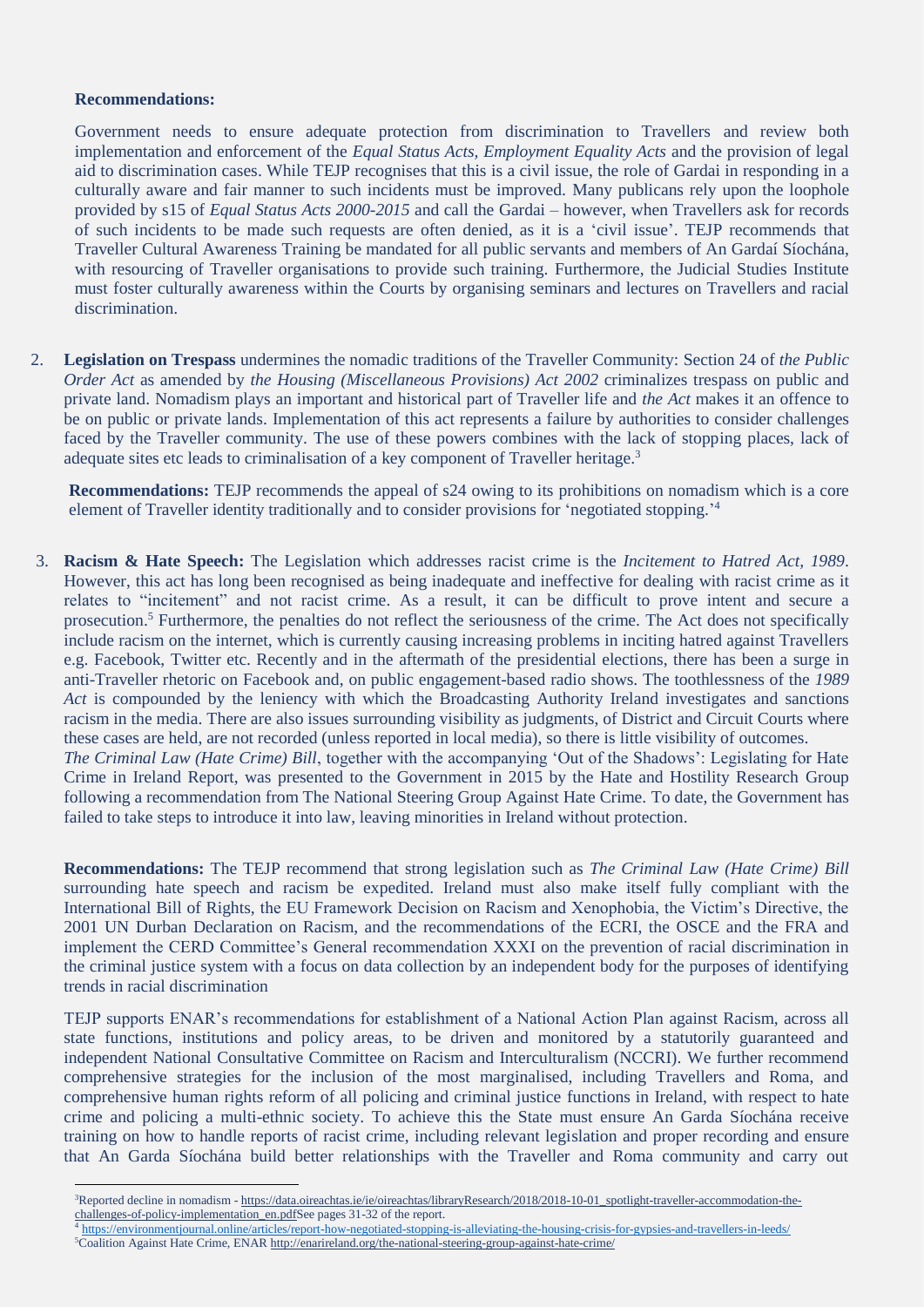**Recommendations:**

Government needs to ensure adequate protection from discrimination to Travellers and review both implementation and enforcement of the *Equal Status Acts, Employment Equality Acts* and the provision of legal aid to discrimination cases. While TEJP recognises that this is a civil issue, the role of Gardai in responding in a culturally aware and fair manner to such incidents must be improved. Many publicans rely upon the loophole provided by s15 of *Equal Status Acts 2000-2015* and call the Gardai – however, when Travellers ask for records of such incidents to be made such requests are often denied, as it is a 'civil issue'. TEJP recommends that Traveller Cultural Awareness Training be mandated for all public servants and members of An Gardaí Síochána, with resourcing of Traveller organisations to provide such training. Furthermore, the Judicial Studies Institute must foster culturally awareness within the Courts by organising seminars and lectures on Travellers and racial discrimination.

2. **Legislation on Trespass** undermines the nomadic traditions of the Traveller Community: Section 24 of *the Public Order Act* as amended by *the Housing (Miscellaneous Provisions) Act 2002* criminalizes trespass on public and private land. Nomadism plays an important and historical part of Traveller life and *the Act* makes it an offence to be on public or private lands. Implementation of this act represents a failure by authorities to consider challenges faced by the Traveller community. The use of these powers combines with the lack of stopping places, lack of adequate sites etc leads to criminalisation of a key component of Traveller heritage.[3]

   **Recommendations:** TEJP recommends the appeal of s24 owing to its prohibitions on nomadism which is a core element of Traveller identity traditionally and to consider provisions for 'negotiated stopping.'[4]

3. **Racism & Hate Speech:** The Legislation which addresses racist crime is the *Incitement to Hatred Act, 1989*. However, this act has long been recognised as being inadequate and ineffective for dealing with racist crime as it relates to "incitement" and not racist crime. As a result, it can be difficult to prove intent and secure a prosecution.[5] Furthermore, the penalties do not reflect the seriousness of the crime. The Act does not specifically include racism on the internet, which is currently causing increasing problems in inciting hatred against Travellers e.g. Facebook, Twitter etc. Recently and in the aftermath of the presidential elections, there has been a surge in anti-Traveller rhetoric on Facebook and, on public engagement-based radio shows. The toothlessness of the *1989 Act* is compounded by the leniency with which the Broadcasting Authority Ireland investigates and sanctions racism in the media. There are also issues surrounding visibility as judgments, of District and Circuit Courts where these cases are held, are not recorded (unless reported in local media), so there is little visibility of outcomes.
   *The Criminal Law (Hate Crime) Bill*, together with the accompanying 'Out of the Shadows': Legislating for Hate Crime in Ireland Report, was presented to the Government in 2015 by the Hate and Hostility Research Group following a recommendation from The National Steering Group Against Hate Crime. To date, the Government has failed to take steps to introduce it into law, leaving minorities in Ireland without protection.

   **Recommendations:** The TEJP recommend that strong legislation such as *The Criminal Law (Hate Crime) Bill* surrounding hate speech and racism be expedited. Ireland must also make itself fully compliant with the International Bill of Rights, the EU Framework Decision on Racism and Xenophobia, the Victim's Directive, the 2001 UN Durban Declaration on Racism, and the recommendations of the ECRI, the OSCE and the FRA and implement the CERD Committee's General recommendation XXXI on the prevention of racial discrimination in the criminal justice system with a focus on data collection by an independent body for the purposes of identifying trends in racial discrimination

   TEJP supports ENAR's recommendations for establishment of a National Action Plan against Racism, across all state functions, institutions and policy areas, to be driven and monitored by a statutorily guaranteed and independent National Consultative Committee on Racism and Interculturalism (NCCRI). We further recommend comprehensive strategies for the inclusion of the most marginalised, including Travellers and Roma, and comprehensive human rights reform of all policing and criminal justice functions in Ireland, with respect to hate crime and policing a multi-ethnic society. To achieve this the State must ensure An Garda Síochána receive training on how to handle reports of racist crime, including relevant legislation and proper recording and ensure that An Garda Síochána build better relationships with the Traveller and Roma community and carry out

---

[3]Reported decline in nomadism - https://data.oireachtas.ie/ie/oireachtas/libraryResearch/2018/2018-10-01_spotlight-traveller-accommodation-the-challenges-of-policy-implementation_en.pdfSee pages 31-32 of the report.

[4] https://environmentjournal.online/articles/report-how-negotiated-stopping-is-alleviating-the-housing-crisis-for-gypsies-and-travellers-in-leeds/

[5]Coalition Against Hate Crime, ENAR http://enarireland.org/the-national-steering-group-against-hate-crime/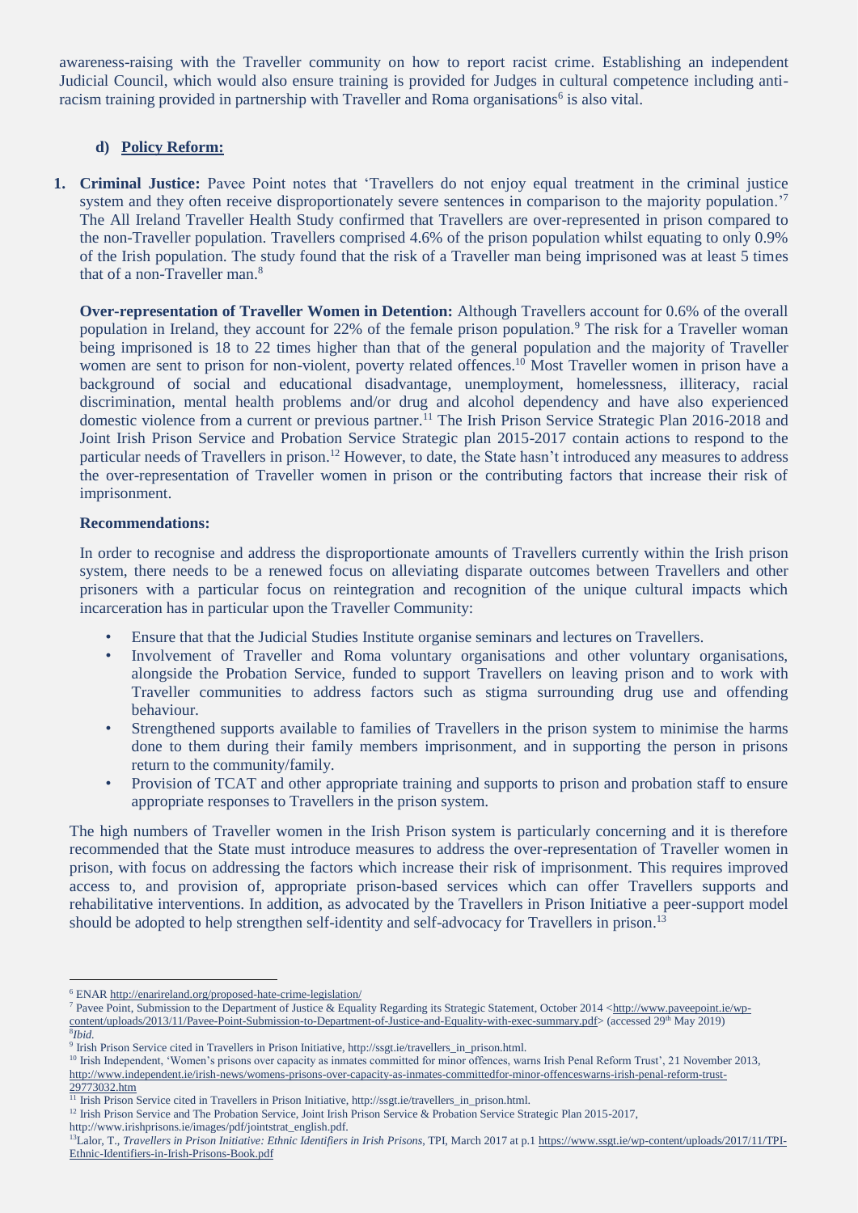awareness-raising with the Traveller community on how to report racist crime. Establishing an independent Judicial Council, which would also ensure training is provided for Judges in cultural competence including anti-racism training provided in partnership with Traveller and Roma organisations[6] is also vital.

### d) Policy Reform:

**1. Criminal Justice:** Pavee Point notes that 'Travellers do not enjoy equal treatment in the criminal justice system and they often receive disproportionately severe sentences in comparison to the majority population.'[7] The All Ireland Traveller Health Study confirmed that Travellers are over-represented in prison compared to the non-Traveller population. Travellers comprised 4.6% of the prison population whilst equating to only 0.9% of the Irish population. The study found that the risk of a Traveller man being imprisoned was at least 5 times that of a non-Traveller man.[8]

**Over-representation of Traveller Women in Detention:** Although Travellers account for 0.6% of the overall population in Ireland, they account for 22% of the female prison population.[9] The risk for a Traveller woman being imprisoned is 18 to 22 times higher than that of the general population and the majority of Traveller women are sent to prison for non-violent, poverty related offences.[10] Most Traveller women in prison have a background of social and educational disadvantage, unemployment, homelessness, illiteracy, racial discrimination, mental health problems and/or drug and alcohol dependency and have also experienced domestic violence from a current or previous partner.[11] The Irish Prison Service Strategic Plan 2016-2018 and Joint Irish Prison Service and Probation Service Strategic plan 2015-2017 contain actions to respond to the particular needs of Travellers in prison.[12] However, to date, the State hasn't introduced any measures to address the over-representation of Traveller women in prison or the contributing factors that increase their risk of imprisonment.

**Recommendations:**

In order to recognise and address the disproportionate amounts of Travellers currently within the Irish prison system, there needs to be a renewed focus on alleviating disparate outcomes between Travellers and other prisoners with a particular focus on reintegration and recognition of the unique cultural impacts which incarceration has in particular upon the Traveller Community:

- Ensure that that the Judicial Studies Institute organise seminars and lectures on Travellers.
- Involvement of Traveller and Roma voluntary organisations and other voluntary organisations, alongside the Probation Service, funded to support Travellers on leaving prison and to work with Traveller communities to address factors such as stigma surrounding drug use and offending behaviour.
- Strengthened supports available to families of Travellers in the prison system to minimise the harms done to them during their family members imprisonment, and in supporting the person in prisons return to the community/family.
- Provision of TCAT and other appropriate training and supports to prison and probation staff to ensure appropriate responses to Travellers in the prison system.

The high numbers of Traveller women in the Irish Prison system is particularly concerning and it is therefore recommended that the State must introduce measures to address the over-representation of Traveller women in prison, with focus on addressing the factors which increase their risk of imprisonment. This requires improved access to, and provision of, appropriate prison-based services which can offer Travellers supports and rehabilitative interventions. In addition, as advocated by the Travellers in Prison Initiative a peer-support model should be adopted to help strengthen self-identity and self-advocacy for Travellers in prison.[13]

---

[6] ENAR http://enarireland.org/proposed-hate-crime-legislation/

[7] Pavee Point, Submission to the Department of Justice & Equality Regarding its Strategic Statement, October 2014 <http://www.paveepoint.ie/wp-content/uploads/2013/11/Pavee-Point-Submission-to-Department-of-Justice-and-Equality-with-exec-summary.pdf> (accessed 29th May 2019)

[8] *Ibid.*

[9] Irish Prison Service cited in Travellers in Prison Initiative, http://ssgt.ie/travellers_in_prison.html.

[10] Irish Independent, 'Women's prisons over capacity as inmates committed for minor offences, warns Irish Penal Reform Trust', 21 November 2013, http://www.independent.ie/irish-news/womens-prisons-over-capacity-as-inmates-committedfor-minor-offenceswarns-irish-penal-reform-trust-29773032.htm

[11] Irish Prison Service cited in Travellers in Prison Initiative, http://ssgt.ie/travellers_in_prison.html.

[12] Irish Prison Service and The Probation Service, Joint Irish Prison Service & Probation Service Strategic Plan 2015-2017, http://www.irishprisons.ie/images/pdf/jointstrat_english.pdf.

[13] Lalor, T., *Travellers in Prison Initiative: Ethnic Identifiers in Irish Prisons*, TPI, March 2017 at p.1 https://www.ssgt.ie/wp-content/uploads/2017/11/TPI-Ethnic-Identifiers-in-Irish-Prisons-Book.pdf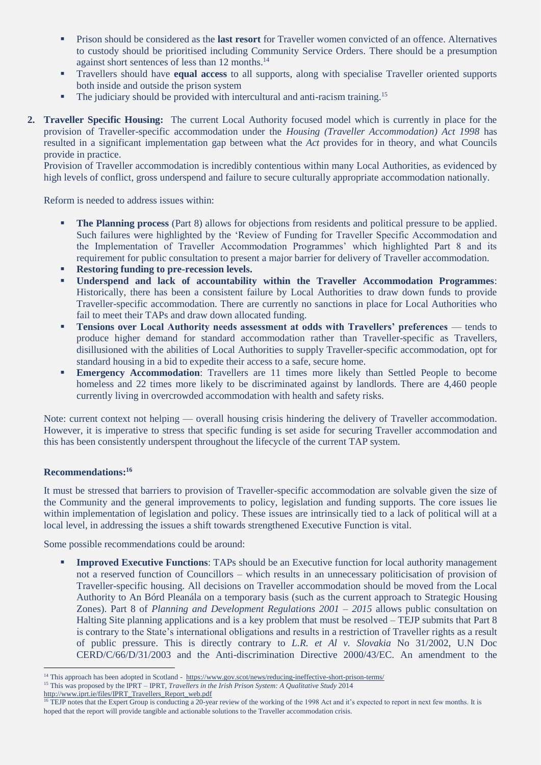- Prison should be considered as the **last resort** for Traveller women convicted of an offence. Alternatives to custody should be prioritised including Community Service Orders. There should be a presumption against short sentences of less than 12 months.[14]
- Travellers should have **equal access** to all supports, along with specialise Traveller oriented supports both inside and outside the prison system
- The judiciary should be provided with intercultural and anti-racism training.[15]

**2. Traveller Specific Housing:** The current Local Authority focused model which is currently in place for the provision of Traveller-specific accommodation under the *Housing (Traveller Accommodation) Act 1998* has resulted in a significant implementation gap between what the *Act* provides for in theory, and what Councils provide in practice.

Provision of Traveller accommodation is incredibly contentious within many Local Authorities, as evidenced by high levels of conflict, gross underspend and failure to secure culturally appropriate accommodation nationally.

Reform is needed to address issues within:

- **The Planning process** (Part 8) allows for objections from residents and political pressure to be applied. Such failures were highlighted by the 'Review of Funding for Traveller Specific Accommodation and the Implementation of Traveller Accommodation Programmes' which highlighted Part 8 and its requirement for public consultation to present a major barrier for delivery of Traveller accommodation.
- **Restoring funding to pre-recession levels.**
- **Underspend and lack of accountability within the Traveller Accommodation Programmes**: Historically, there has been a consistent failure by Local Authorities to draw down funds to provide Traveller-specific accommodation. There are currently no sanctions in place for Local Authorities who fail to meet their TAPs and draw down allocated funding.
- **Tensions over Local Authority needs assessment at odds with Travellers' preferences** — tends to produce higher demand for standard accommodation rather than Traveller-specific as Travellers, disillusioned with the abilities of Local Authorities to supply Traveller-specific accommodation, opt for standard housing in a bid to expedite their access to a safe, secure home.
- **Emergency Accommodation**: Travellers are 11 times more likely than Settled People to become homeless and 22 times more likely to be discriminated against by landlords. There are 4,460 people currently living in overcrowded accommodation with health and safety risks.

Note: current context not helping — overall housing crisis hindering the delivery of Traveller accommodation. However, it is imperative to stress that specific funding is set aside for securing Traveller accommodation and this has been consistently underspent throughout the lifecycle of the current TAP system.

**Recommendations:[16]**

It must be stressed that barriers to provision of Traveller-specific accommodation are solvable given the size of the Community and the general improvements to policy, legislation and funding supports. The core issues lie within implementation of legislation and policy. These issues are intrinsically tied to a lack of political will at a local level, in addressing the issues a shift towards strengthened Executive Function is vital.

Some possible recommendations could be around:

- **Improved Executive Functions**: TAPs should be an Executive function for local authority management not a reserved function of Councillors – which results in an unnecessary politicisation of provision of Traveller-specific housing. All decisions on Traveller accommodation should be moved from the Local Authority to An Bórd Pleanála on a temporary basis (such as the current approach to Strategic Housing Zones). Part 8 of *Planning and Development Regulations 2001 – 2015* allows public consultation on Halting Site planning applications and is a key problem that must be resolved – TEJP submits that Part 8 is contrary to the State's international obligations and results in a restriction of Traveller rights as a result of public pressure. This is directly contrary to *L.R. et Al v. Slovakia* No 31/2002, U.N Doc CERD/C/66/D/31/2003 and the Anti-discrimination Directive 2000/43/EC. An amendment to the

---

[14] This approach has been adopted in Scotland - https://www.gov.scot/news/reducing-ineffective-short-prison-terms/

[15] This was proposed by the IPRT – IPRT, *Travellers in the Irish Prison System: A Qualitative Study* 2014 http://www.iprt.ie/files/IPRT_Travellers_Report_web.pdf

[16] TEJP notes that the Expert Group is conducting a 20-year review of the working of the 1998 Act and it's expected to report in next few months. It is hoped that the report will provide tangible and actionable solutions to the Traveller accommodation crisis.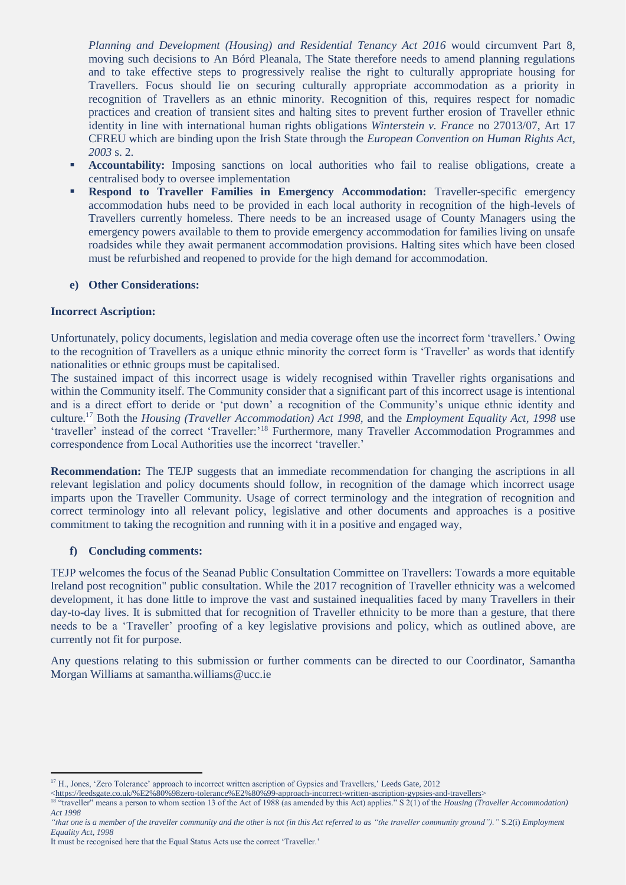*Planning and Development (Housing) and Residential Tenancy Act 2016* would circumvent Part 8, moving such decisions to An Bórd Pleanala, The State therefore needs to amend planning regulations and to take effective steps to progressively realise the right to culturally appropriate housing for Travellers. Focus should lie on securing culturally appropriate accommodation as a priority in recognition of Travellers as an ethnic minority. Recognition of this, requires respect for nomadic practices and creation of transient sites and halting sites to prevent further erosion of Traveller ethnic identity in line with international human rights obligations *Winterstein v. France* no 27013/07, Art 17 CFREU which are binding upon the Irish State through the *European Convention on Human Rights Act, 2003* s. 2.

- **Accountability:** Imposing sanctions on local authorities who fail to realise obligations, create a centralised body to oversee implementation
- **Respond to Traveller Families in Emergency Accommodation:** Traveller-specific emergency accommodation hubs need to be provided in each local authority in recognition of the high-levels of Travellers currently homeless. There needs to be an increased usage of County Managers using the emergency powers available to them to provide emergency accommodation for families living on unsafe roadsides while they await permanent accommodation provisions. Halting sites which have been closed must be refurbished and reopened to provide for the high demand for accommodation.

## e) Other Considerations:

### Incorrect Ascription:

Unfortunately, policy documents, legislation and media coverage often use the incorrect form 'travellers.' Owing to the recognition of Travellers as a unique ethnic minority the correct form is 'Traveller' as words that identify nationalities or ethnic groups must be capitalised.

The sustained impact of this incorrect usage is widely recognised within Traveller rights organisations and within the Community itself. The Community consider that a significant part of this incorrect usage is intentional and is a direct effort to deride or 'put down' a recognition of the Community's unique ethnic identity and culture.[17] Both the *Housing (Traveller Accommodation) Act 1998*, and the *Employment Equality Act, 1998* use 'traveller' instead of the correct 'Traveller:'[18] Furthermore, many Traveller Accommodation Programmes and correspondence from Local Authorities use the incorrect 'traveller.'

**Recommendation:** The TEJP suggests that an immediate recommendation for changing the ascriptions in all relevant legislation and policy documents should follow, in recognition of the damage which incorrect usage imparts upon the Traveller Community. Usage of correct terminology and the integration of recognition and correct terminology into all relevant policy, legislative and other documents and approaches is a positive commitment to taking the recognition and running with it in a positive and engaged way,

## f) Concluding comments:

TEJP welcomes the focus of the Seanad Public Consultation Committee on Travellers: Towards a more equitable Ireland post recognition" public consultation. While the 2017 recognition of Traveller ethnicity was a welcomed development, it has done little to improve the vast and sustained inequalities faced by many Travellers in their day-to-day lives. It is submitted that for recognition of Traveller ethnicity to be more than a gesture, that there needs to be a 'Traveller' proofing of a key legislative provisions and policy, which as outlined above, are currently not fit for purpose.

Any questions relating to this submission or further comments can be directed to our Coordinator, Samantha Morgan Williams at samantha.williams@ucc.ie

---

[17] H., Jones, 'Zero Tolerance' approach to incorrect written ascription of Gypsies and Travellers,' Leeds Gate, 2012 <https://leedsgate.co.uk/%E2%80%98zero-tolerance%E2%80%99-approach-incorrect-written-ascription-gypsies-and-travellers>

[18] "traveller" means a person to whom section 13 of the Act of 1988 (as amended by this Act) applies." S 2(1) of the *Housing (Traveller Accommodation) Act 1998*

*"that one is a member of the traveller community and the other is not (in this Act referred to as "the traveller community ground")."* S.2(i) *Employment Equality Act, 1998*

It must be recognised here that the Equal Status Acts use the correct 'Traveller.'